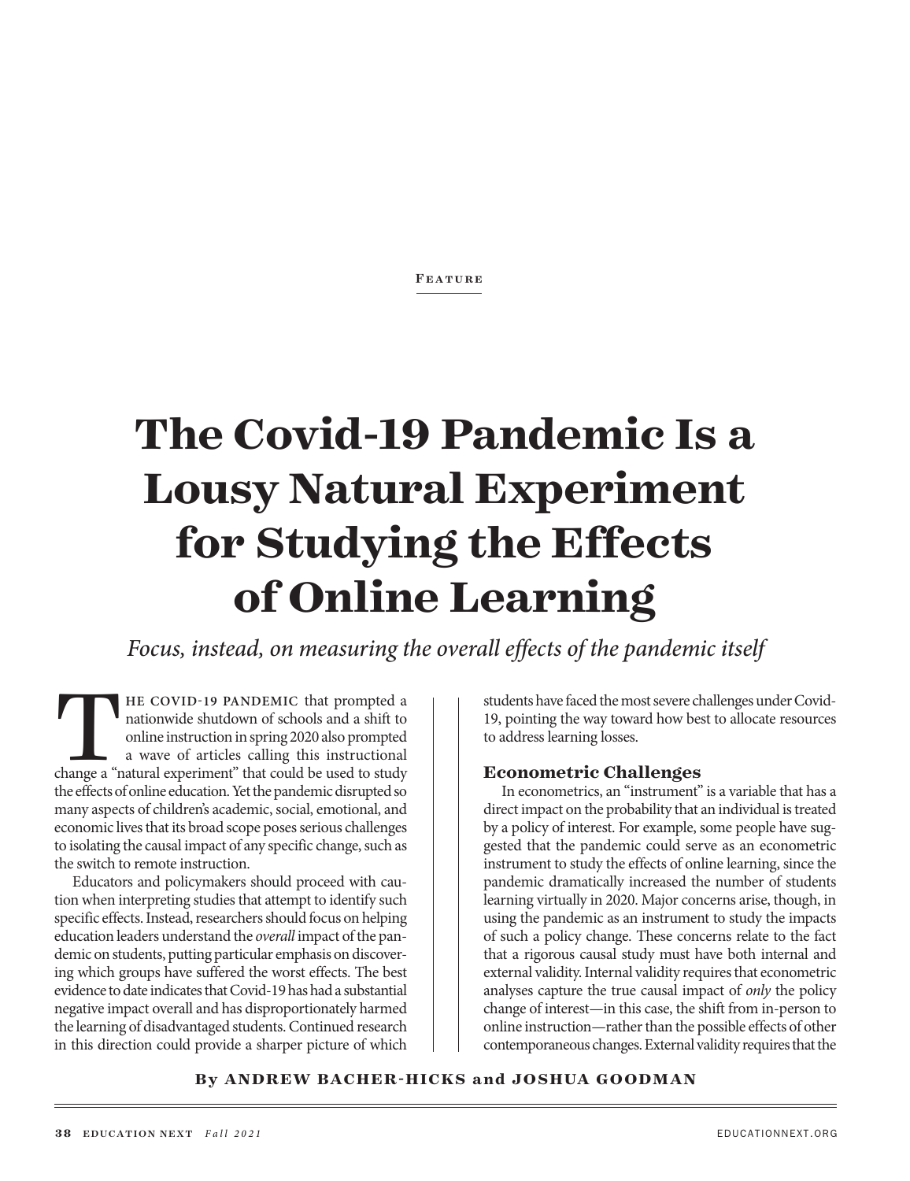Feature

# The Covid-19 Pandemic Is a Lousy Natural Experiment for Studying the Effects of Online Learning

*Focus, instead, on measuring the overall effects of the pandemic itself*

The Covid-19 pandemic that prompted a nationwide shutdown of schools and a shift to online instruction in spring 2020 also prompted a wave of articles calling this instructional change a "natural experiment" that could be used to study the effects of online education. Yet the pandemic disrupted so many aspects of children's academic, social, emotional, and economic lives that its broad scope poses serious challenges to isolating the causal impact of any specific change, such as the switch to remote instruction.

Educators and policymakers should proceed with caution when interpreting studies that attempt to identify such specific effects. Instead, researchers should focus on helping education leaders understand the *overall* impact of the pandemic on students, putting particular emphasis on discovering which groups have suffered the worst effects. The best evidence to date indicates that Covid-19 has had a substantial negative impact overall and has disproportionately harmed the learning of disadvantaged students. Continued research in this direction could provide a sharper picture of which students have faced the most severe challenges under Covid-19, pointing the way toward how best to allocate resources to address learning losses.

## Econometric Challenges

In econometrics, an "instrument" is a variable that has a direct impact on the probability that an individual is treated by a policy of interest. For example, some people have suggested that the pandemic could serve as an econometric instrument to study the effects of online learning, since the pandemic dramatically increased the number of students learning virtually in 2020. Major concerns arise, though, in using the pandemic as an instrument to study the impacts of such a policy change. These concerns relate to the fact that a rigorous causal study must have both internal and external validity. Internal validity requires that econometric analyses capture the true causal impact of *only* the policy change of interest—in this case, the shift from in-person to online instruction—rather than the possible effects of other contemporaneous changes. External validity requires that the

**By ANDREW BACHER-HICKS and JOSHUA GOODMAN**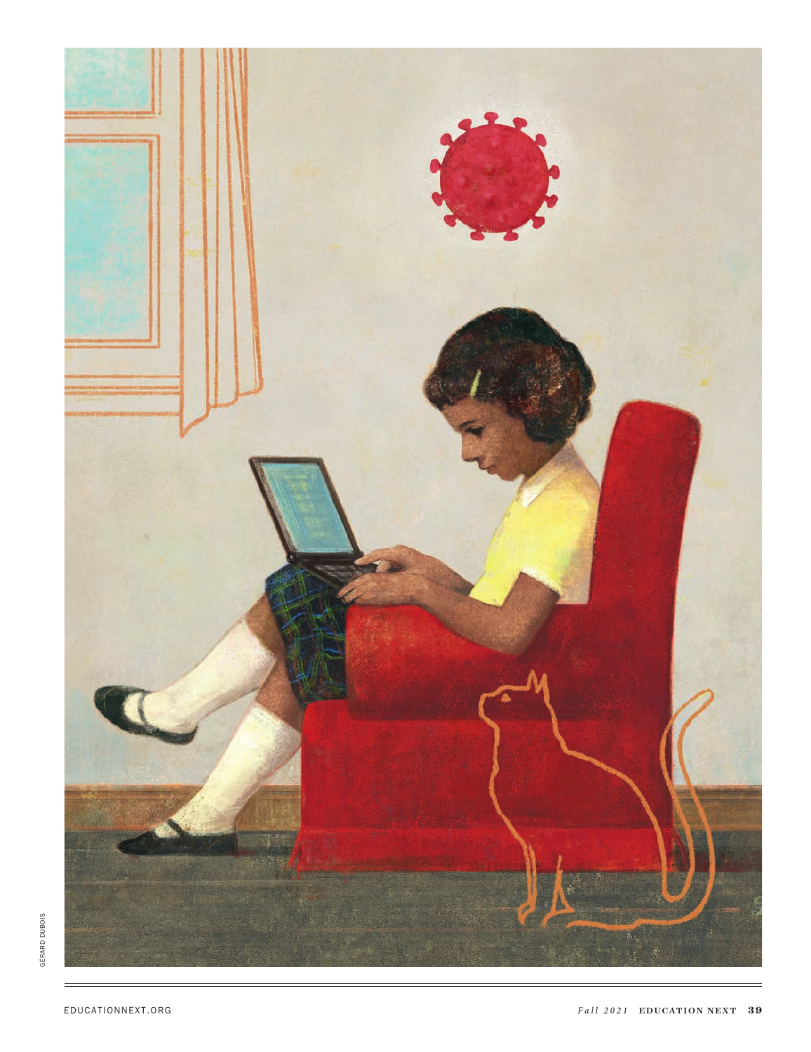GÉRARD DUBOIS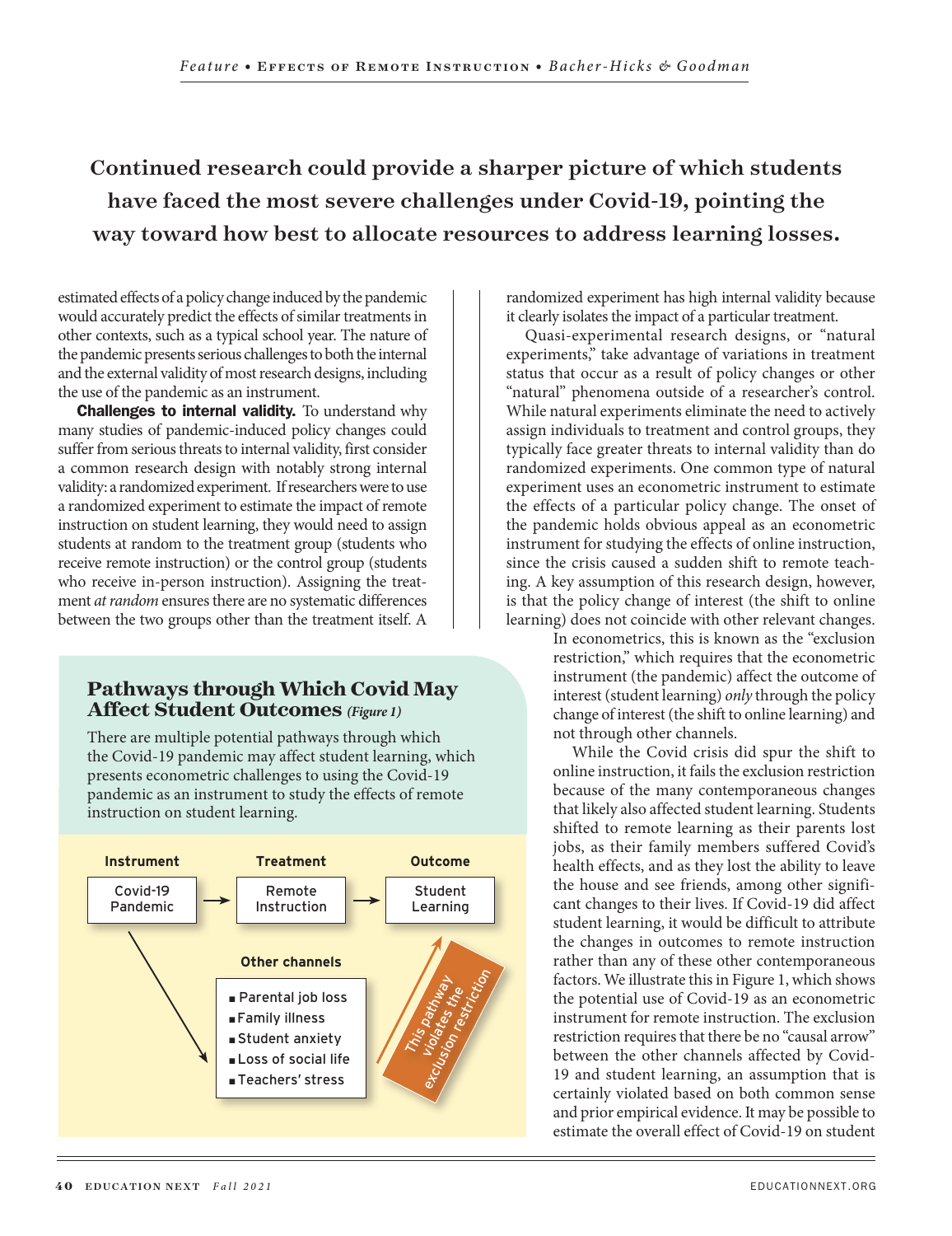**Continued research could provide a sharper picture of which students have faced the most severe challenges under Covid-19, pointing the way toward how best to allocate resources to address learning losses.**

estimated effects of a policy change induced by the pandemic would accurately predict the effects of similar treatments in other contexts, such as a typical school year. The nature of the pandemic presents serious challenges to both the internal and the external validity of most research designs, including the use of the pandemic as an instrument.

**Challenges to internal validity.** To understand why many studies of pandemic-induced policy changes could suffer from serious threats to internal validity, first consider a common research design with notably strong internal validity: a randomized experiment. If researchers were to use a randomized experiment to estimate the impact of remote instruction on student learning, they would need to assign students at random to the treatment group (students who receive remote instruction) or the control group (students who receive in-person instruction). Assigning the treatment *at random* ensures there are no systematic differences between the two groups other than the treatment itself. A randomized experiment has high internal validity because it clearly isolates the impact of a particular treatment.

Quasi-experimental research designs, or "natural experiments," take advantage of variations in treatment status that occur as a result of policy changes or other "natural" phenomena outside of a researcher's control. While natural experiments eliminate the need to actively assign individuals to treatment and control groups, they typically face greater threats to internal validity than do randomized experiments. One common type of natural experiment uses an econometric instrument to estimate the effects of a particular policy change. The onset of the pandemic holds obvious appeal as an econometric instrument for studying the effects of online instruction, since the crisis caused a sudden shift to remote teaching. A key assumption of this research design, however, is that the policy change of interest (the shift to online learning) does not coincide with other relevant changes. In econometrics, this is known as the "exclusion restriction," which requires that the econometric instrument (the pandemic) affect the outcome of interest (student learning) *only* through the policy change of interest (the shift to online learning) and not through other channels.

While the Covid crisis did spur the shift to online instruction, it fails the exclusion restriction because of the many contemporaneous changes that likely also affected student learning. Students shifted to remote learning as their parents lost jobs, as their family members suffered Covid's health effects, and as they lost the ability to leave the house and see friends, among other significant changes to their lives. If Covid-19 did affect student learning, it would be difficult to attribute the changes in outcomes to remote instruction rather than any of these other contemporaneous factors. We illustrate this in Figure 1, which shows the potential use of Covid-19 as an econometric instrument for remote instruction. The exclusion restriction requires that there be no "causal arrow" between the other channels affected by Covid-19 and student learning, an assumption that is certainly violated based on both common sense and prior empirical evidence. It may be possible to estimate the overall effect of Covid-19 on student

### Pathways through Which Covid May Affect Student Outcomes *(Figure 1)*

There are multiple potential pathways through which the Covid-19 pandemic may affect student learning, which presents econometric challenges to using the Covid-19 pandemic as an instrument to study the effects of remote instruction on student learning.

**Instrument:** Covid-19 Pandemic → **Treatment:** Remote Instruction → **Outcome:** Student Learning

**Other channels**
- Parental job loss
- Family illness
- Student anxiety
- Loss of social life
- Teachers' stress

This pathway violates the exclusion restriction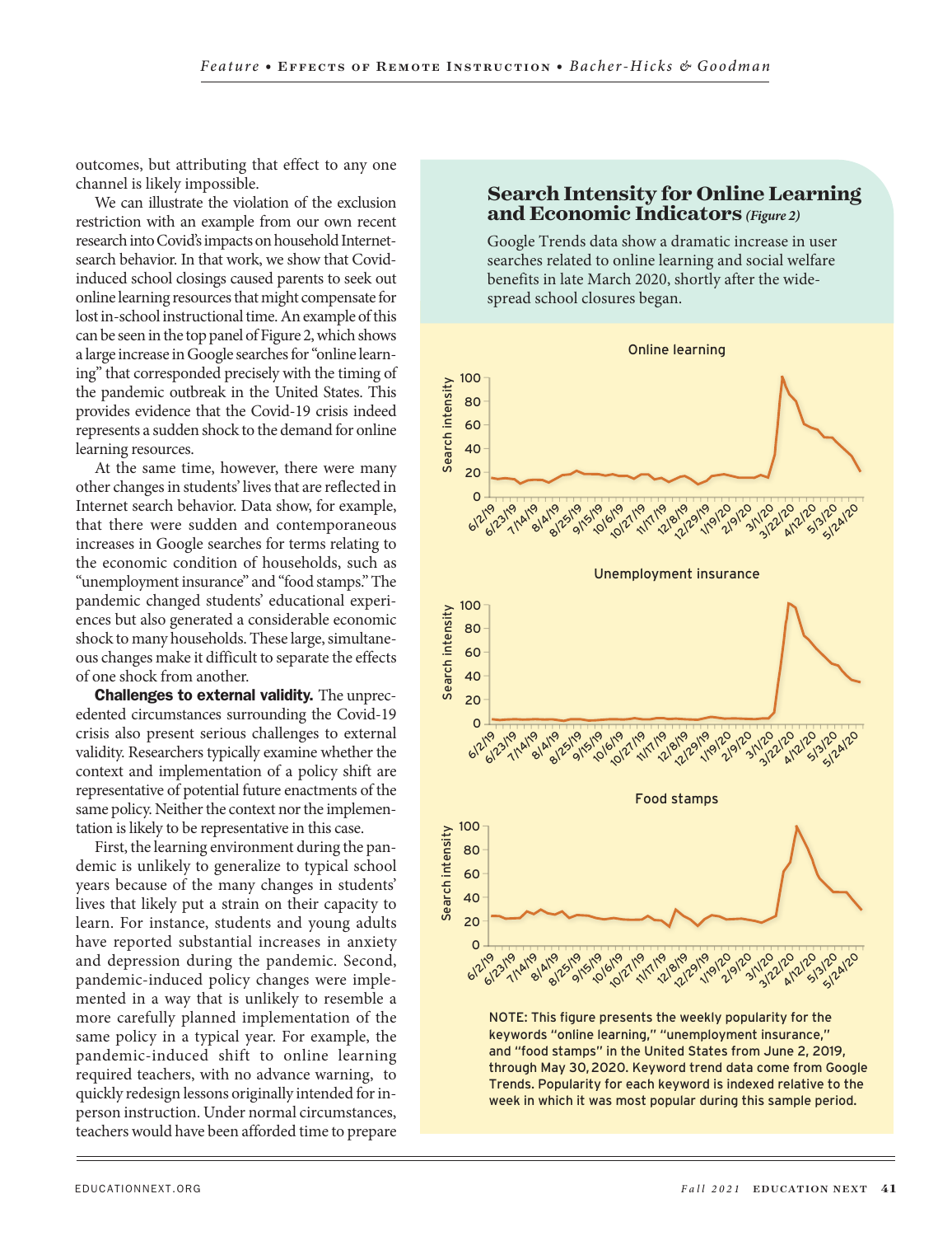outcomes, but attributing that effect to any one channel is likely impossible.

We can illustrate the violation of the exclusion restriction with an example from our own recent research into Covid's impacts on household Internet-search behavior. In that work, we show that Covid-induced school closings caused parents to seek out online learning resources that might compensate for lost in-school instructional time. An example of this can be seen in the top panel of Figure 2, which shows a large increase in Google searches for "online learning" that corresponded precisely with the timing of the pandemic outbreak in the United States. This provides evidence that the Covid-19 crisis indeed represents a sudden shock to the demand for online learning resources.

At the same time, however, there were many other changes in students' lives that are reflected in Internet search behavior. Data show, for example, that there were sudden and contemporaneous increases in Google searches for terms relating to the economic condition of households, such as "unemployment insurance" and "food stamps." The pandemic changed students' educational experiences but also generated a considerable economic shock to many households. These large, simultaneous changes make it difficult to separate the effects of one shock from another.

**Challenges to external validity.** The unprecedented circumstances surrounding the Covid-19 crisis also present serious challenges to external validity. Researchers typically examine whether the context and implementation of a policy shift are representative of potential future enactments of the same policy. Neither the context nor the implementation is likely to be representative in this case.

First, the learning environment during the pandemic is unlikely to generalize to typical school years because of the many changes in students' lives that likely put a strain on their capacity to learn. For instance, students and young adults have reported substantial increases in anxiety and depression during the pandemic. Second, pandemic-induced policy changes were implemented in a way that is unlikely to resemble a more carefully planned implementation of the same policy in a typical year. For example, the pandemic-induced shift to online learning required teachers, with no advance warning, to quickly redesign lessons originally intended for in-person instruction. Under normal circumstances, teachers would have been afforded time to prepare

## Search Intensity for Online Learning and Economic Indicators *(Figure 2)*

Google Trends data show a dramatic increase in user searches related to online learning and social welfare benefits in late March 2020, shortly after the widespread school closures began.

NOTE: This figure presents the weekly popularity for the keywords "online learning," "unemployment insurance," and "food stamps" in the United States from June 2, 2019, through May 30, 2020. Keyword trend data come from Google Trends. Popularity for each keyword is indexed relative to the week in which it was most popular during this sample period.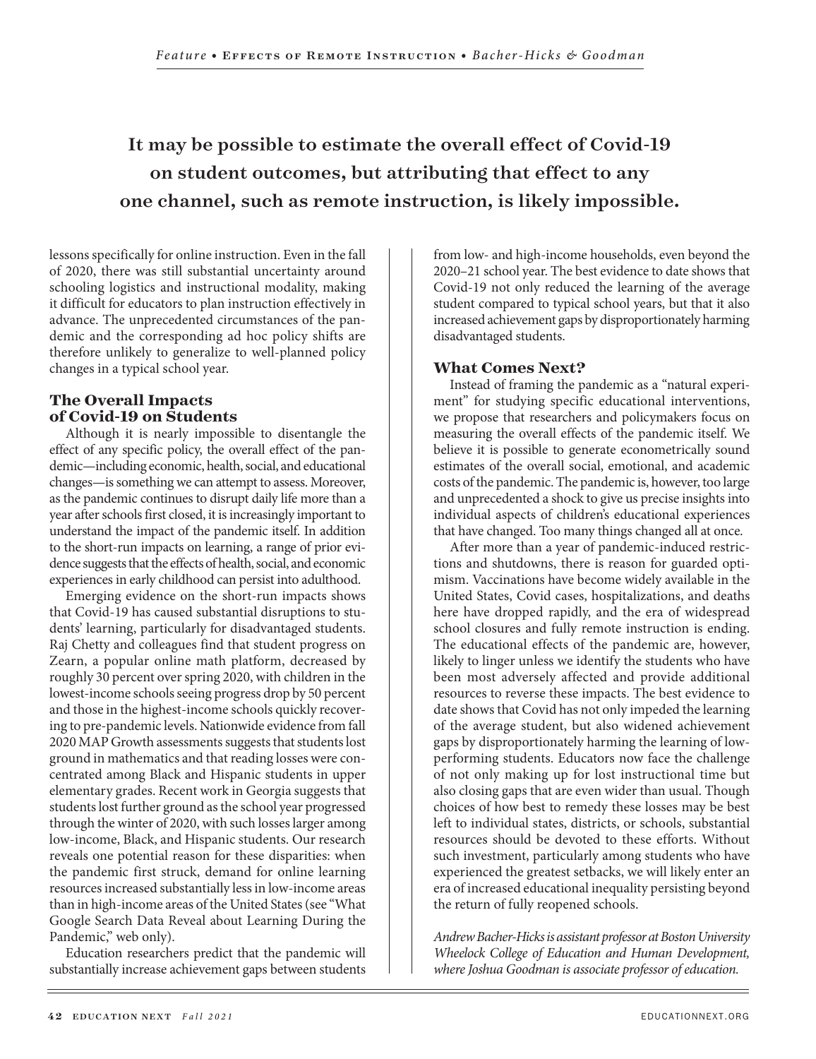**It may be possible to estimate the overall effect of Covid-19 on student outcomes, but attributing that effect to any one channel, such as remote instruction, is likely impossible.**

lessons specifically for online instruction. Even in the fall of 2020, there was still substantial uncertainty around schooling logistics and instructional modality, making it difficult for educators to plan instruction effectively in advance. The unprecedented circumstances of the pandemic and the corresponding ad hoc policy shifts are therefore unlikely to generalize to well-planned policy changes in a typical school year.

## The Overall Impacts of Covid-19 on Students

Although it is nearly impossible to disentangle the effect of any specific policy, the overall effect of the pandemic—including economic, health, social, and educational changes—is something we can attempt to assess. Moreover, as the pandemic continues to disrupt daily life more than a year after schools first closed, it is increasingly important to understand the impact of the pandemic itself. In addition to the short-run impacts on learning, a range of prior evidence suggests that the effects of health, social, and economic experiences in early childhood can persist into adulthood.

Emerging evidence on the short-run impacts shows that Covid-19 has caused substantial disruptions to students' learning, particularly for disadvantaged students. Raj Chetty and colleagues find that student progress on Zearn, a popular online math platform, decreased by roughly 30 percent over spring 2020, with children in the lowest-income schools seeing progress drop by 50 percent and those in the highest-income schools quickly recovering to pre-pandemic levels. Nationwide evidence from fall 2020 MAP Growth assessments suggests that students lost ground in mathematics and that reading losses were concentrated among Black and Hispanic students in upper elementary grades. Recent work in Georgia suggests that students lost further ground as the school year progressed through the winter of 2020, with such losses larger among low-income, Black, and Hispanic students. Our research reveals one potential reason for these disparities: when the pandemic first struck, demand for online learning resources increased substantially less in low-income areas than in high-income areas of the United States (see "What Google Search Data Reveal about Learning During the Pandemic," web only).

Education researchers predict that the pandemic will substantially increase achievement gaps between students from low- and high-income households, even beyond the 2020–21 school year. The best evidence to date shows that Covid-19 not only reduced the learning of the average student compared to typical school years, but that it also increased achievement gaps by disproportionately harming disadvantaged students.

## What Comes Next?

Instead of framing the pandemic as a "natural experiment" for studying specific educational interventions, we propose that researchers and policymakers focus on measuring the overall effects of the pandemic itself. We believe it is possible to generate econometrically sound estimates of the overall social, emotional, and academic costs of the pandemic. The pandemic is, however, too large and unprecedented a shock to give us precise insights into individual aspects of children's educational experiences that have changed. Too many things changed all at once.

After more than a year of pandemic-induced restrictions and shutdowns, there is reason for guarded optimism. Vaccinations have become widely available in the United States, Covid cases, hospitalizations, and deaths here have dropped rapidly, and the era of widespread school closures and fully remote instruction is ending. The educational effects of the pandemic are, however, likely to linger unless we identify the students who have been most adversely affected and provide additional resources to reverse these impacts. The best evidence to date shows that Covid has not only impeded the learning of the average student, but also widened achievement gaps by disproportionately harming the learning of low-performing students. Educators now face the challenge of not only making up for lost instructional time but also closing gaps that are even wider than usual. Though choices of how best to remedy these losses may be best left to individual states, districts, or schools, substantial resources should be devoted to these efforts. Without such investment, particularly among students who have experienced the greatest setbacks, we will likely enter an era of increased educational inequality persisting beyond the return of fully reopened schools.

*Andrew Bacher-Hicks is assistant professor at Boston University Wheelock College of Education and Human Development, where Joshua Goodman is associate professor of education.*